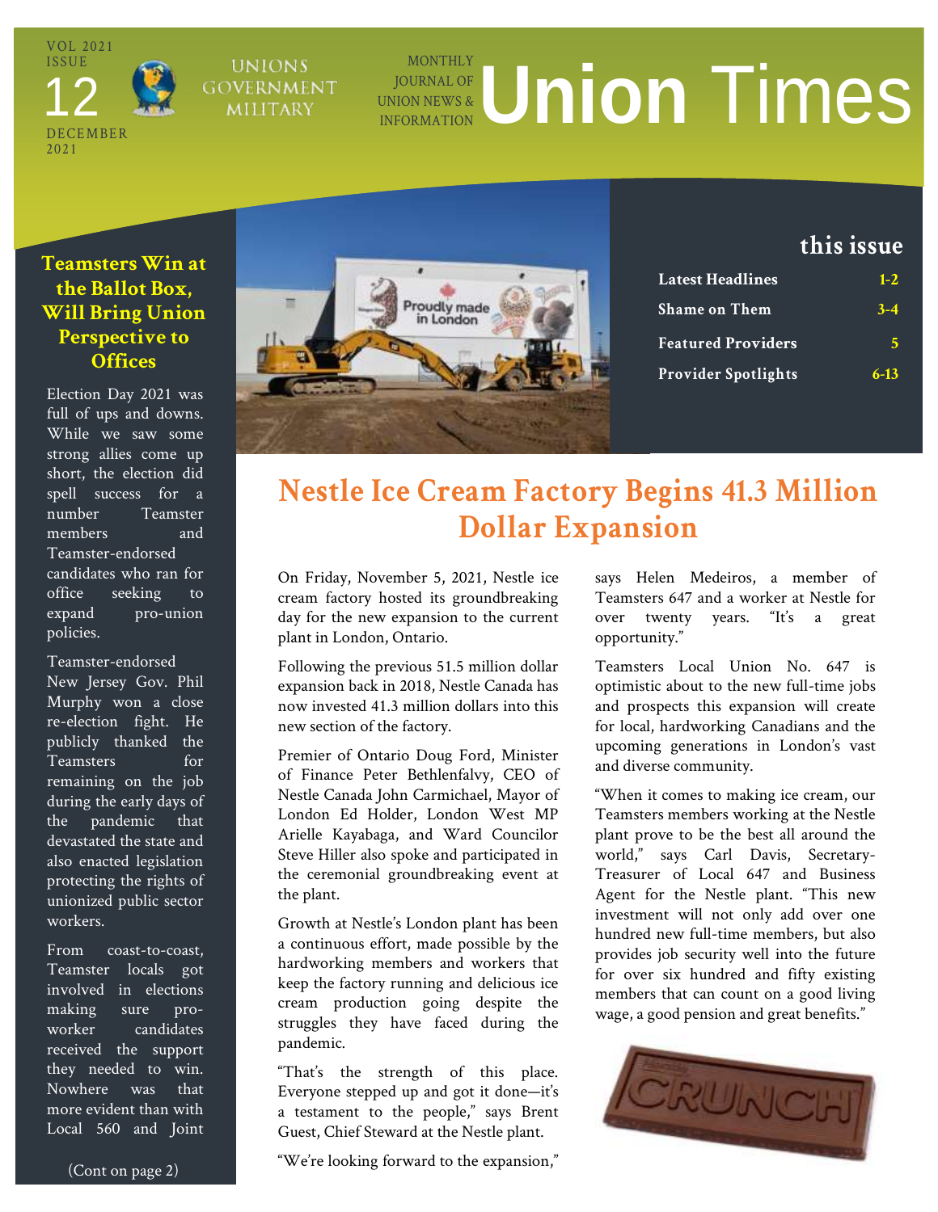VOL 2021 ISSUE 12 DECEMBER 2021

UNIONS GOVERNMENT MILITARY

MONTHLY JOURNAL OF UNION NEWS & INFORMATION

# Union Times

## this issue

| | |
|---|---|
| **Latest Headlines** | **1-2** |
| **Shame on Them** | **3-4** |
| **Featured Providers** | **5** |
| **Provider Spotlights** | **6-13** |

## Teamsters Win at the Ballot Box, Will Bring Union Perspective to Offices

Election Day 2021 was full of ups and downs. While we saw some strong allies come up short, the election did spell success for a number Teamster members and Teamster-endorsed candidates who ran for office seeking to expand pro-union policies.

Teamster-endorsed New Jersey Gov. Phil Murphy won a close re-election fight. He publicly thanked the Teamsters for remaining on the job during the early days of the pandemic that devastated the state and also enacted legislation protecting the rights of unionized public sector workers.

From coast-to-coast, Teamster locals got involved in elections making sure pro-worker candidates received the support they needed to win. Nowhere was that more evident than with Local 560 and Joint

(Cont on page 2)

## Nestle Ice Cream Factory Begins 41.3 Million Dollar Expansion

On Friday, November 5, 2021, Nestle ice cream factory hosted its groundbreaking day for the new expansion to the current plant in London, Ontario.

Following the previous 51.5 million dollar expansion back in 2018, Nestle Canada has now invested 41.3 million dollars into this new section of the factory.

Premier of Ontario Doug Ford, Minister of Finance Peter Bethlenfalvy, CEO of Nestle Canada John Carmichael, Mayor of London Ed Holder, London West MP Arielle Kayabaga, and Ward Councilor Steve Hiller also spoke and participated in the ceremonial groundbreaking event at the plant.

Growth at Nestle's London plant has been a continuous effort, made possible by the hardworking members and workers that keep the factory running and delicious ice cream production going despite the struggles they have faced during the pandemic.

"That's the strength of this place. Everyone stepped up and got it done—it's a testament to the people," says Brent Guest, Chief Steward at the Nestle plant.

"We're looking forward to the expansion," says Helen Medeiros, a member of Teamsters 647 and a worker at Nestle for over twenty years. "It's a great opportunity."

Teamsters Local Union No. 647 is optimistic about to the new full-time jobs and prospects this expansion will create for local, hardworking Canadians and the upcoming generations in London's vast and diverse community.

"When it comes to making ice cream, our Teamsters members working at the Nestle plant prove to be the best all around the world," says Carl Davis, Secretary-Treasurer of Local 647 and Business Agent for the Nestle plant. "This new investment will not only add over one hundred new full-time members, but also provides job security well into the future for over six hundred and fifty existing members that can count on a good living wage, a good pension and great benefits."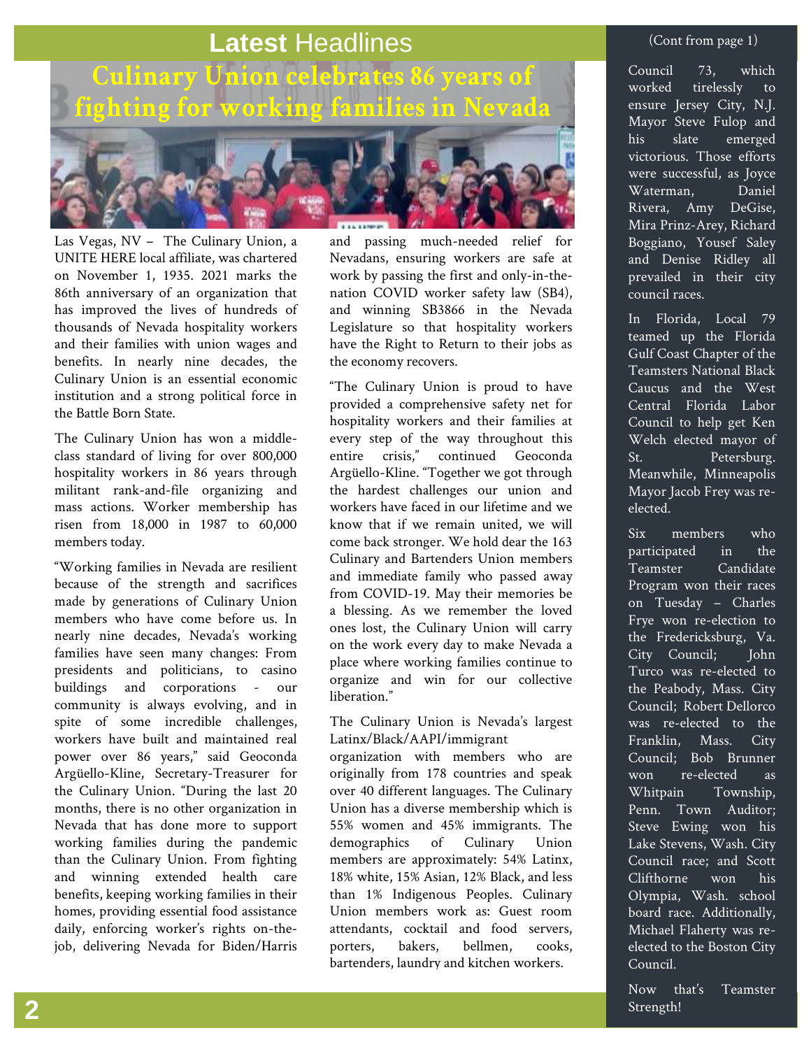# Latest Headlines

## Culinary Union celebrates 86 years of fighting for working families in Nevada

Las Vegas, NV – The Culinary Union, a UNITE HERE local affiliate, was chartered on November 1, 1935. 2021 marks the 86th anniversary of an organization that has improved the lives of hundreds of thousands of Nevada hospitality workers and their families with union wages and benefits. In nearly nine decades, the Culinary Union is an essential economic institution and a strong political force in the Battle Born State.

The Culinary Union has won a middle-class standard of living for over 800,000 hospitality workers in 86 years through militant rank-and-file organizing and mass actions. Worker membership has risen from 18,000 in 1987 to 60,000 members today.

"Working families in Nevada are resilient because of the strength and sacrifices made by generations of Culinary Union members who have come before us. In nearly nine decades, Nevada's working families have seen many changes: From presidents and politicians, to casino buildings and corporations - our community is always evolving, and in spite of some incredible challenges, workers have built and maintained real power over 86 years," said Geoconda Argüello-Kline, Secretary-Treasurer for the Culinary Union. "During the last 20 months, there is no other organization in Nevada that has done more to support working families during the pandemic than the Culinary Union. From fighting and winning extended health care benefits, keeping working families in their homes, providing essential food assistance daily, enforcing worker's rights on-the-job, delivering Nevada for Biden/Harris and passing much-needed relief for Nevadans, ensuring workers are safe at work by passing the first and only-in-the-nation COVID worker safety law (SB4), and winning SB3866 in the Nevada Legislature so that hospitality workers have the Right to Return to their jobs as the economy recovers.

"The Culinary Union is proud to have provided a comprehensive safety net for hospitality workers and their families at every step of the way throughout this entire crisis," continued Geoconda Argüello-Kline. "Together we got through the hardest challenges our union and workers have faced in our lifetime and we know that if we remain united, we will come back stronger. We hold dear the 163 Culinary and Bartenders Union members and immediate family who passed away from COVID-19. May their memories be a blessing. As we remember the loved ones lost, the Culinary Union will carry on the work every day to make Nevada a place where working families continue to organize and win for our collective liberation."

The Culinary Union is Nevada's largest Latinx/Black/AAPI/immigrant organization with members who are originally from 178 countries and speak over 40 different languages. The Culinary Union has a diverse membership which is 55% women and 45% immigrants. The demographics of Culinary Union members are approximately: 54% Latinx, 18% white, 15% Asian, 12% Black, and less than 1% Indigenous Peoples. Culinary Union members work as: Guest room attendants, cocktail and food servers, porters, bakers, bellmen, cooks, bartenders, laundry and kitchen workers.

---

(Cont from page 1)

Council 73, which worked tirelessly to ensure Jersey City, N.J. Mayor Steve Fulop and his slate emerged victorious. Those efforts were successful, as Joyce Waterman, Daniel Rivera, Amy DeGise, Mira Prinz-Arey, Richard Boggiano, Yousef Saley and Denise Ridley all prevailed in their city council races.

In Florida, Local 79 teamed up the Florida Gulf Coast Chapter of the Teamsters National Black Caucus and the West Central Florida Labor Council to help get Ken Welch elected mayor of St. Petersburg. Meanwhile, Minneapolis Mayor Jacob Frey was re-elected.

Six members who participated in the Teamster Candidate Program won their races on Tuesday – Charles Frye won re-election to the Fredericksburg, Va. City Council; John Turco was re-elected to the Peabody, Mass. City Council; Robert Dellorco was re-elected to the Franklin, Mass. City Council; Bob Brunner won re-elected as Whitpain Township, Penn. Town Auditor; Steve Ewing won his Lake Stevens, Wash. City Council race; and Scott Clifthorne won his Olympia, Wash. school board race. Additionally, Michael Flaherty was re-elected to the Boston City Council.

Now that's Teamster Strength!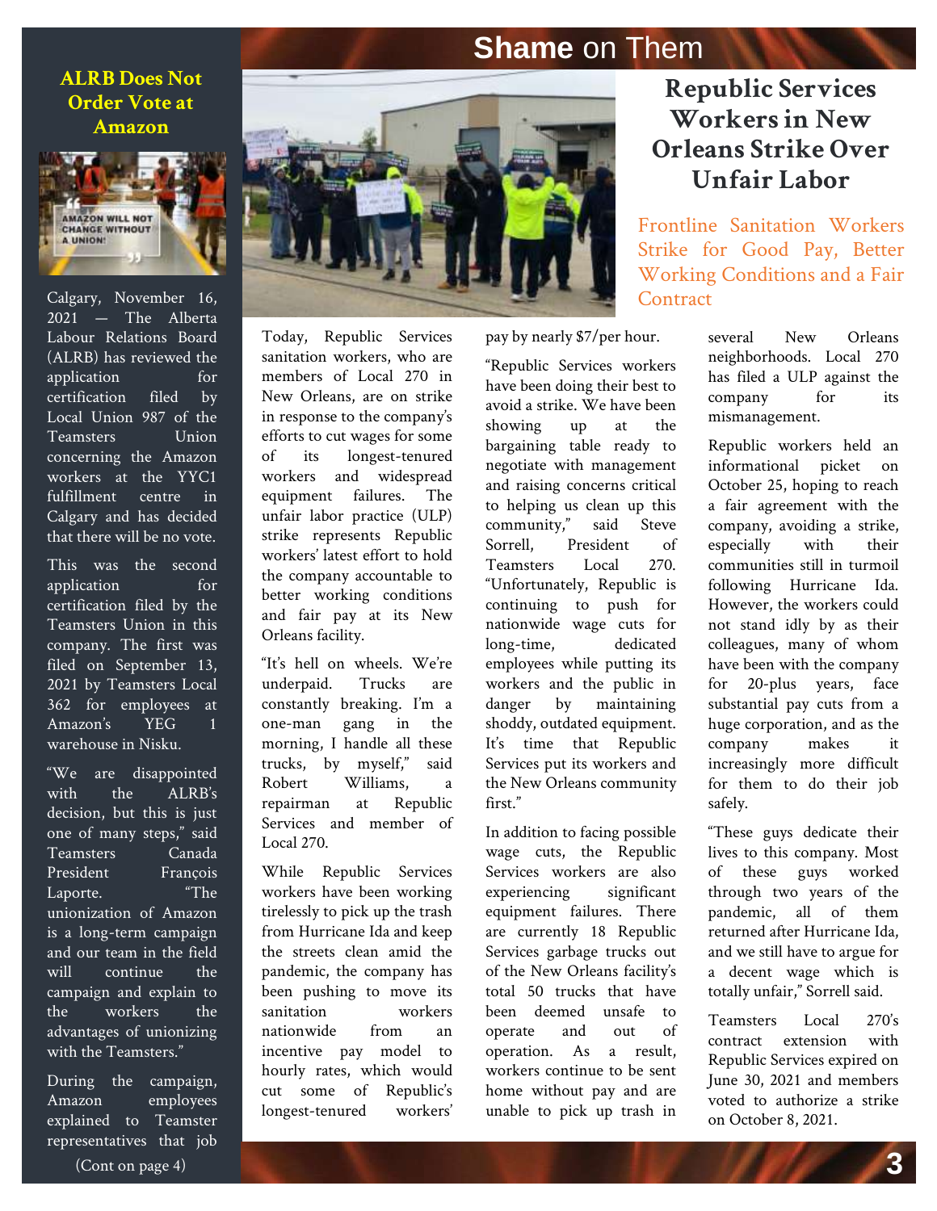# Shame on Them

## ALRB Does Not Order Vote at Amazon

Calgary, November 16, 2021 — The Alberta Labour Relations Board (ALRB) has reviewed the application for certification filed by Local Union 987 of the Teamsters Union concerning the Amazon workers at the YYC1 fulfillment centre in Calgary and has decided that there will be no vote.

This was the second application for certification filed by the Teamsters Union in this company. The first was filed on September 13, 2021 by Teamsters Local 362 for employees at Amazon's YEG 1 warehouse in Nisku.

"We are disappointed with the ALRB's decision, but this is just one of many steps," said Teamsters Canada President François Laporte. "The unionization of Amazon is a long-term campaign and our team in the field will continue the campaign and explain to the workers the advantages of unionizing with the Teamsters."

During the campaign, Amazon employees explained to Teamster representatives that job

(Cont on page 4)

## Republic Services Workers in New Orleans Strike Over Unfair Labor

### Frontline Sanitation Workers Strike for Good Pay, Better Working Conditions and a Fair Contract

Today, Republic Services sanitation workers, who are members of Local 270 in New Orleans, are on strike in response to the company's efforts to cut wages for some of its longest-tenured workers and widespread equipment failures. The unfair labor practice (ULP) strike represents Republic workers' latest effort to hold the company accountable to better working conditions and fair pay at its New Orleans facility.

"It's hell on wheels. We're underpaid. Trucks are constantly breaking. I'm a one-man gang in the morning, I handle all these trucks, by myself," said Robert Williams, a repairman at Republic Services and member of Local 270.

While Republic Services workers have been working tirelessly to pick up the trash from Hurricane Ida and keep the streets clean amid the pandemic, the company has been pushing to move its sanitation workers nationwide from an incentive pay model to hourly rates, which would cut some of Republic's longest-tenured workers' pay by nearly $7/per hour.

"Republic Services workers have been doing their best to avoid a strike. We have been showing up at the bargaining table ready to negotiate with management and raising concerns critical to helping us clean up this community," said Steve Sorrell, President of Teamsters Local 270. "Unfortunately, Republic is continuing to push for nationwide wage cuts for long-time, dedicated employees while putting its workers and the public in danger by maintaining shoddy, outdated equipment. It's time that Republic Services put its workers and the New Orleans community first."

In addition to facing possible wage cuts, the Republic Services workers are also experiencing significant equipment failures. There are currently 18 Republic Services garbage trucks out of the New Orleans facility's total 50 trucks that have been deemed unsafe to operate and out of operation. As a result, workers continue to be sent home without pay and are unable to pick up trash in several New Orleans neighborhoods. Local 270 has filed a ULP against the company for its mismanagement.

Republic workers held an informational picket on October 25, hoping to reach a fair agreement with the company, avoiding a strike, especially with their communities still in turmoil following Hurricane Ida. However, the workers could not stand idly by as their colleagues, many of whom have been with the company for 20-plus years, face substantial pay cuts from a huge corporation, and as the company makes it increasingly more difficult for them to do their job safely.

"These guys dedicate their lives to this company. Most of these guys worked through two years of the pandemic, all of them returned after Hurricane Ida, and we still have to argue for a decent wage which is totally unfair," Sorrell said.

Teamsters Local 270's contract extension with Republic Services expired on June 30, 2021 and members voted to authorize a strike on October 8, 2021.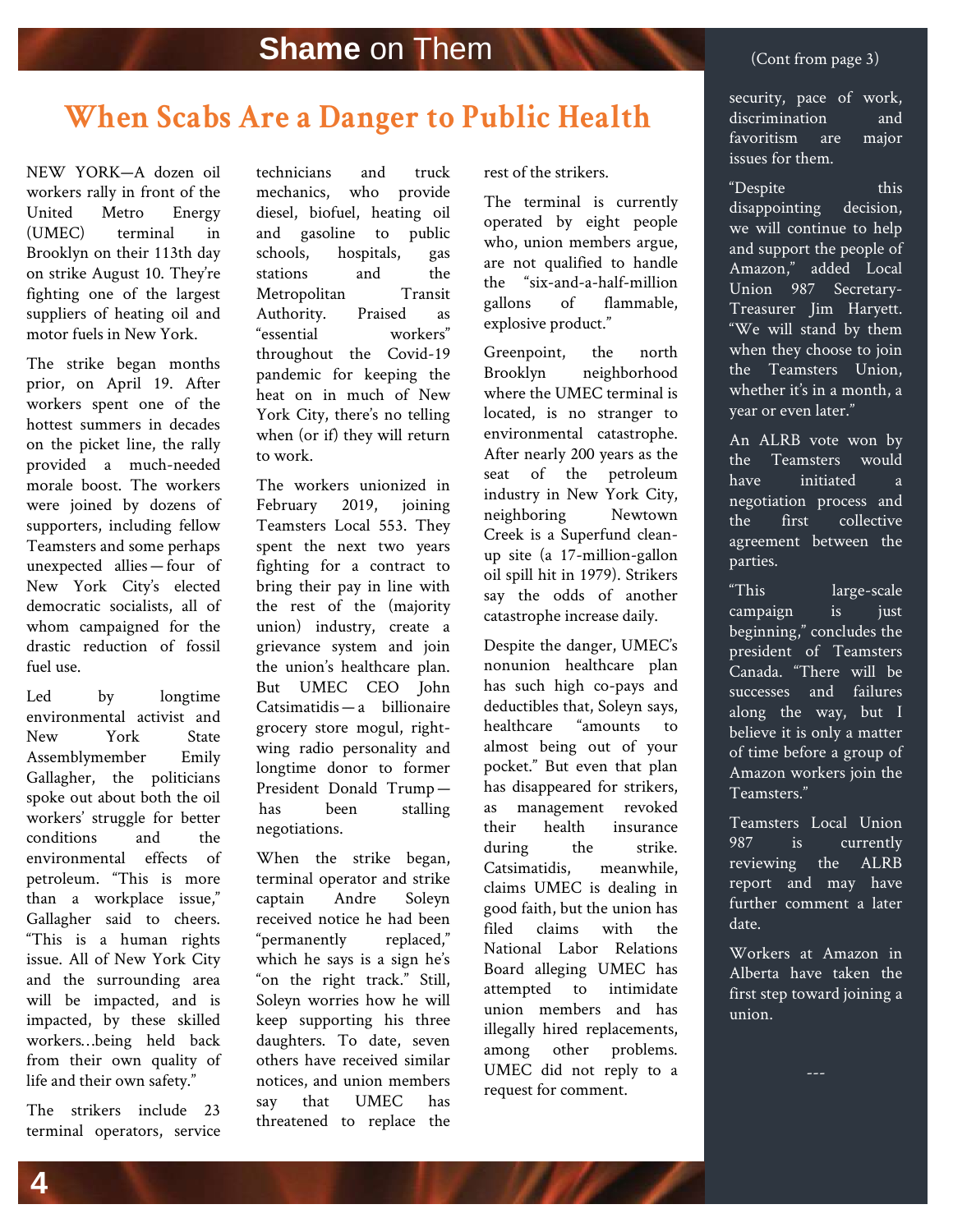# Shame on Them

## When Scabs Are a Danger to Public Health

NEW YORK—A dozen oil workers rally in front of the United Metro Energy (UMEC) terminal in Brooklyn on their 113th day on strike August 10. They're fighting one of the largest suppliers of heating oil and motor fuels in New York.

The strike began months prior, on April 19. After workers spent one of the hottest summers in decades on the picket line, the rally provided a much-needed morale boost. The workers were joined by dozens of supporters, including fellow Teamsters and some perhaps unexpected allies—four of New York City's elected democratic socialists, all of whom campaigned for the drastic reduction of fossil fuel use.

Led by longtime environmental activist and New York State Assemblymember Emily Gallagher, the politicians spoke out about both the oil workers' struggle for better conditions and the environmental effects of petroleum. "This is more than a workplace issue," Gallagher said to cheers. "This is a human rights issue. All of New York City and the surrounding area will be impacted, and is impacted, by these skilled workers…being held back from their own quality of life and their own safety."

The strikers include 23 terminal operators, service technicians and truck mechanics, who provide diesel, biofuel, heating oil and gasoline to public schools, hospitals, gas stations and the Metropolitan Transit Authority. Praised as "essential workers" throughout the Covid-19 pandemic for keeping the heat on in much of New York City, there's no telling when (or if) they will return to work.

The workers unionized in February 2019, joining Teamsters Local 553. They spent the next two years fighting for a contract to bring their pay in line with the rest of the (majority union) industry, create a grievance system and join the union's healthcare plan. But UMEC CEO John Catsimatidis—a billionaire grocery store mogul, right-wing radio personality and longtime donor to former President Donald Trump—has been stalling negotiations.

When the strike began, terminal operator and strike captain Andre Soleyn received notice he had been "permanently replaced," which he says is a sign he's "on the right track." Still, Soleyn worries how he will keep supporting his three daughters. To date, seven others have received similar notices, and union members say that UMEC has threatened to replace the rest of the strikers.

The terminal is currently operated by eight people who, union members argue, are not qualified to handle the "six-and-a-half-million gallons of flammable, explosive product."

Greenpoint, the north Brooklyn neighborhood where the UMEC terminal is located, is no stranger to environmental catastrophe. After nearly 200 years as the seat of the petroleum industry in New York City, neighboring Newtown Creek is a Superfund clean-up site (a 17-million-gallon oil spill hit in 1979). Strikers say the odds of another catastrophe increase daily.

Despite the danger, UMEC's nonunion healthcare plan has such high co-pays and deductibles that, Soleyn says, healthcare "amounts to almost being out of your pocket." But even that plan has disappeared for strikers, as management revoked their health insurance during the strike. Catsimatidis, meanwhile, claims UMEC is dealing in good faith, but the union has filed claims with the National Labor Relations Board alleging UMEC has attempted to intimidate union members and has illegally hired replacements, among other problems. UMEC did not reply to a request for comment.

(Cont from page 3)

security, pace of work, discrimination and favoritism are major issues for them.

"Despite this disappointing decision, we will continue to help and support the people of Amazon," added Local Union 987 Secretary-Treasurer Jim Haryett. "We will stand by them when they choose to join the Teamsters Union, whether it's in a month, a year or even later."

An ALRB vote won by the Teamsters would have initiated a negotiation process and the first collective agreement between the parties.

"This large-scale campaign is just beginning," concludes the president of Teamsters Canada. "There will be successes and failures along the way, but I believe it is only a matter of time before a group of Amazon workers join the Teamsters."

Teamsters Local Union 987 is currently reviewing the ALRB report and may have further comment a later date.

Workers at Amazon in Alberta have taken the first step toward joining a union.

---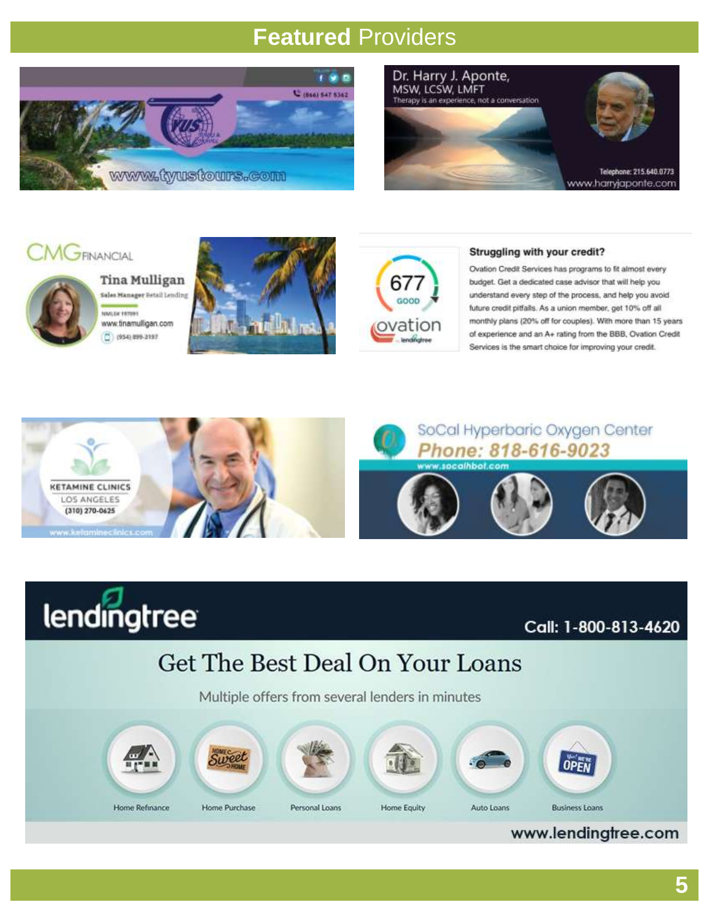# Featured Providers

(866) 547 5362

www.tyustours.com

Dr. Harry J. Aponte,
MSW, LCSW, LMFT
Therapy is an experience, not a conversation

Telephone: 215.640.0773
www.harryjaponte.com

CMG FINANCIAL

Tina Mulligan
Sales Manager Retail Lending
NMLS# 197091
www.tinamulligan.com
(954) 899-3197

677
GOOD
ovation
lendingtree

**Struggling with your credit?**

Ovation Credit Services has programs to fit almost every budget. Get a dedicated case advisor that will help you understand every step of the process, and help you avoid future credit pitfalls. As a union member, get 10% off all monthly plans (20% off for couples). With more than 15 years of experience and an A+ rating from the BBB, Ovation Credit Services is the smart choice for improving your credit.

KETAMINE CLINICS
LOS ANGELES
(310) 270-0625
www.ketamineclinics.com

SoCal Hyperbaric Oxygen Center
Phone: 818-616-9023
www.socalhbot.com

lendingtree

Call: 1-800-813-4620

Get The Best Deal On Your Loans

Multiple offers from several lenders in minutes

Home Refinance | Home Purchase | Personal Loans | Home Equity | Auto Loans | Business Loans

www.lendingtree.com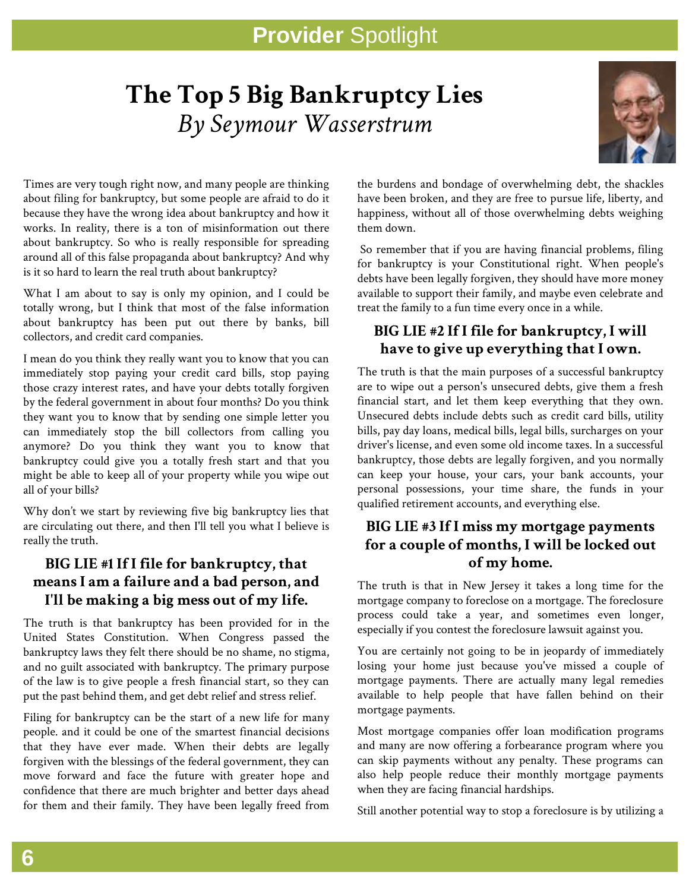## Provider Spotlight

# The Top 5 Big Bankruptcy Lies

*By Seymour Wasserstrum*

Times are very tough right now, and many people are thinking about filing for bankruptcy, but some people are afraid to do it because they have the wrong idea about bankruptcy and how it works. In reality, there is a ton of misinformation out there about bankruptcy. So who is really responsible for spreading around all of this false propaganda about bankruptcy? And why is it so hard to learn the real truth about bankruptcy?

What I am about to say is only my opinion, and I could be totally wrong, but I think that most of the false information about bankruptcy has been put out there by banks, bill collectors, and credit card companies.

I mean do you think they really want you to know that you can immediately stop paying your credit card bills, stop paying those crazy interest rates, and have your debts totally forgiven by the federal government in about four months? Do you think they want you to know that by sending one simple letter you can immediately stop the bill collectors from calling you anymore? Do you think they want you to know that bankruptcy could give you a totally fresh start and that you might be able to keep all of your property while you wipe out all of your bills?

Why don't we start by reviewing five big bankruptcy lies that are circulating out there, and then I'll tell you what I believe is really the truth.

### BIG LIE #1 If I file for bankruptcy, that means I am a failure and a bad person, and I'll be making a big mess out of my life.

The truth is that bankruptcy has been provided for in the United States Constitution. When Congress passed the bankruptcy laws they felt there should be no shame, no stigma, and no guilt associated with bankruptcy. The primary purpose of the law is to give people a fresh financial start, so they can put the past behind them, and get debt relief and stress relief.

Filing for bankruptcy can be the start of a new life for many people. and it could be one of the smartest financial decisions that they have ever made. When their debts are legally forgiven with the blessings of the federal government, they can move forward and face the future with greater hope and confidence that there are much brighter and better days ahead for them and their family. They have been legally freed from the burdens and bondage of overwhelming debt, the shackles have been broken, and they are free to pursue life, liberty, and happiness, without all of those overwhelming debts weighing them down.

So remember that if you are having financial problems, filing for bankruptcy is your Constitutional right. When people's debts have been legally forgiven, they should have more money available to support their family, and maybe even celebrate and treat the family to a fun time every once in a while.

### BIG LIE #2 If I file for bankruptcy, I will have to give up everything that I own.

The truth is that the main purposes of a successful bankruptcy are to wipe out a person's unsecured debts, give them a fresh financial start, and let them keep everything that they own. Unsecured debts include debts such as credit card bills, utility bills, pay day loans, medical bills, legal bills, surcharges on your driver's license, and even some old income taxes. In a successful bankruptcy, those debts are legally forgiven, and you normally can keep your house, your cars, your bank accounts, your personal possessions, your time share, the funds in your qualified retirement accounts, and everything else.

### BIG LIE #3 If I miss my mortgage payments for a couple of months, I will be locked out of my home.

The truth is that in New Jersey it takes a long time for the mortgage company to foreclose on a mortgage. The foreclosure process could take a year, and sometimes even longer, especially if you contest the foreclosure lawsuit against you.

You are certainly not going to be in jeopardy of immediately losing your home just because you've missed a couple of mortgage payments. There are actually many legal remedies available to help people that have fallen behind on their mortgage payments.

Most mortgage companies offer loan modification programs and many are now offering a forbearance program where you can skip payments without any penalty. These programs can also help people reduce their monthly mortgage payments when they are facing financial hardships.

Still another potential way to stop a foreclosure is by utilizing a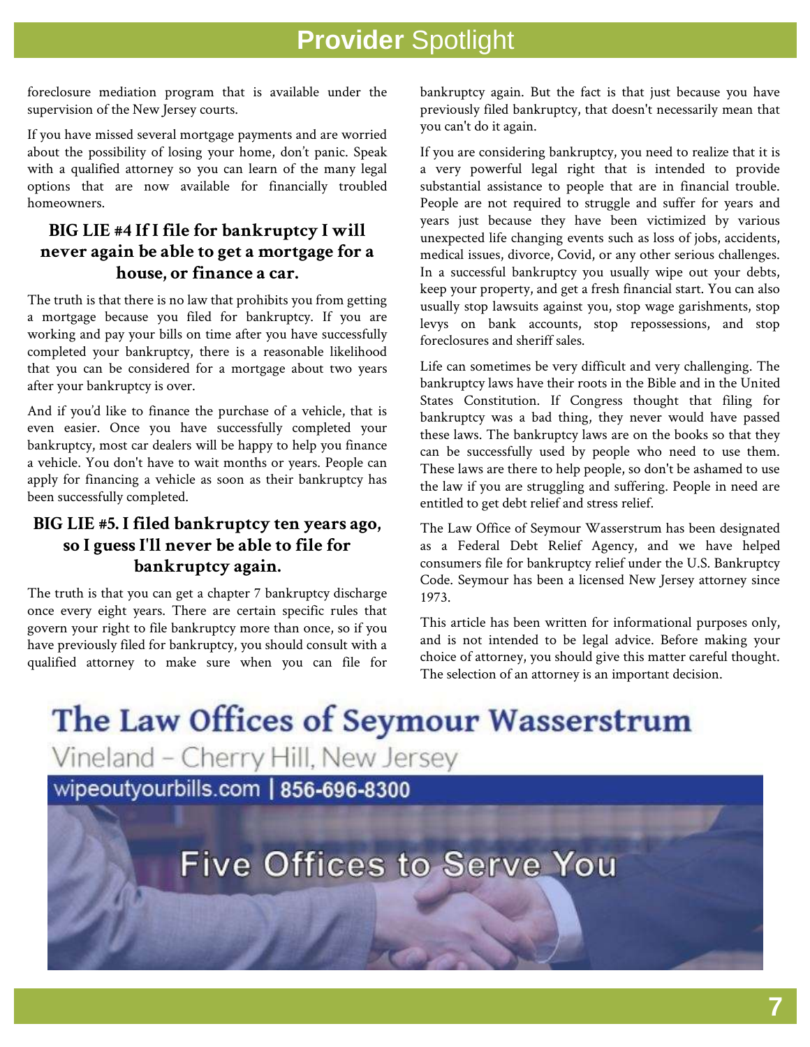foreclosure mediation program that is available under the supervision of the New Jersey courts.

If you have missed several mortgage payments and are worried about the possibility of losing your home, don't panic. Speak with a qualified attorney so you can learn of the many legal options that are now available for financially troubled homeowners.

### BIG LIE #4 If I file for bankruptcy I will never again be able to get a mortgage for a house, or finance a car.

The truth is that there is no law that prohibits you from getting a mortgage because you filed for bankruptcy. If you are working and pay your bills on time after you have successfully completed your bankruptcy, there is a reasonable likelihood that you can be considered for a mortgage about two years after your bankruptcy is over.

And if you'd like to finance the purchase of a vehicle, that is even easier. Once you have successfully completed your bankruptcy, most car dealers will be happy to help you finance a vehicle. You don't have to wait months or years. People can apply for financing a vehicle as soon as their bankruptcy has been successfully completed.

### BIG LIE #5. I filed bankruptcy ten years ago, so I guess I'll never be able to file for bankruptcy again.

The truth is that you can get a chapter 7 bankruptcy discharge once every eight years. There are certain specific rules that govern your right to file bankruptcy more than once, so if you have previously filed for bankruptcy, you should consult with a qualified attorney to make sure when you can file for bankruptcy again. But the fact is that just because you have previously filed bankruptcy, that doesn't necessarily mean that you can't do it again.

If you are considering bankruptcy, you need to realize that it is a very powerful legal right that is intended to provide substantial assistance to people that are in financial trouble. People are not required to struggle and suffer for years and years just because they have been victimized by various unexpected life changing events such as loss of jobs, accidents, medical issues, divorce, Covid, or any other serious challenges. In a successful bankruptcy you usually wipe out your debts, keep your property, and get a fresh financial start. You can also usually stop lawsuits against you, stop wage garishments, stop levys on bank accounts, stop repossessions, and stop foreclosures and sheriff sales.

Life can sometimes be very difficult and very challenging. The bankruptcy laws have their roots in the Bible and in the United States Constitution. If Congress thought that filing for bankruptcy was a bad thing, they never would have passed these laws. The bankruptcy laws are on the books so that they can be successfully used by people who need to use them. These laws are there to help people, so don't be ashamed to use the law if you are struggling and suffering. People in need are entitled to get debt relief and stress relief.

The Law Office of Seymour Wasserstrum has been designated as a Federal Debt Relief Agency, and we have helped consumers file for bankruptcy relief under the U.S. Bankruptcy Code. Seymour has been a licensed New Jersey attorney since 1973.

This article has been written for informational purposes only, and is not intended to be legal advice. Before making your choice of attorney, you should give this matter careful thought. The selection of an attorney is an important decision.

## The Law Offices of Seymour Wasserstrum

Vineland – Cherry Hill, New Jersey

wipeoutyourbills.com | 856-696-8300

Five Offices to Serve You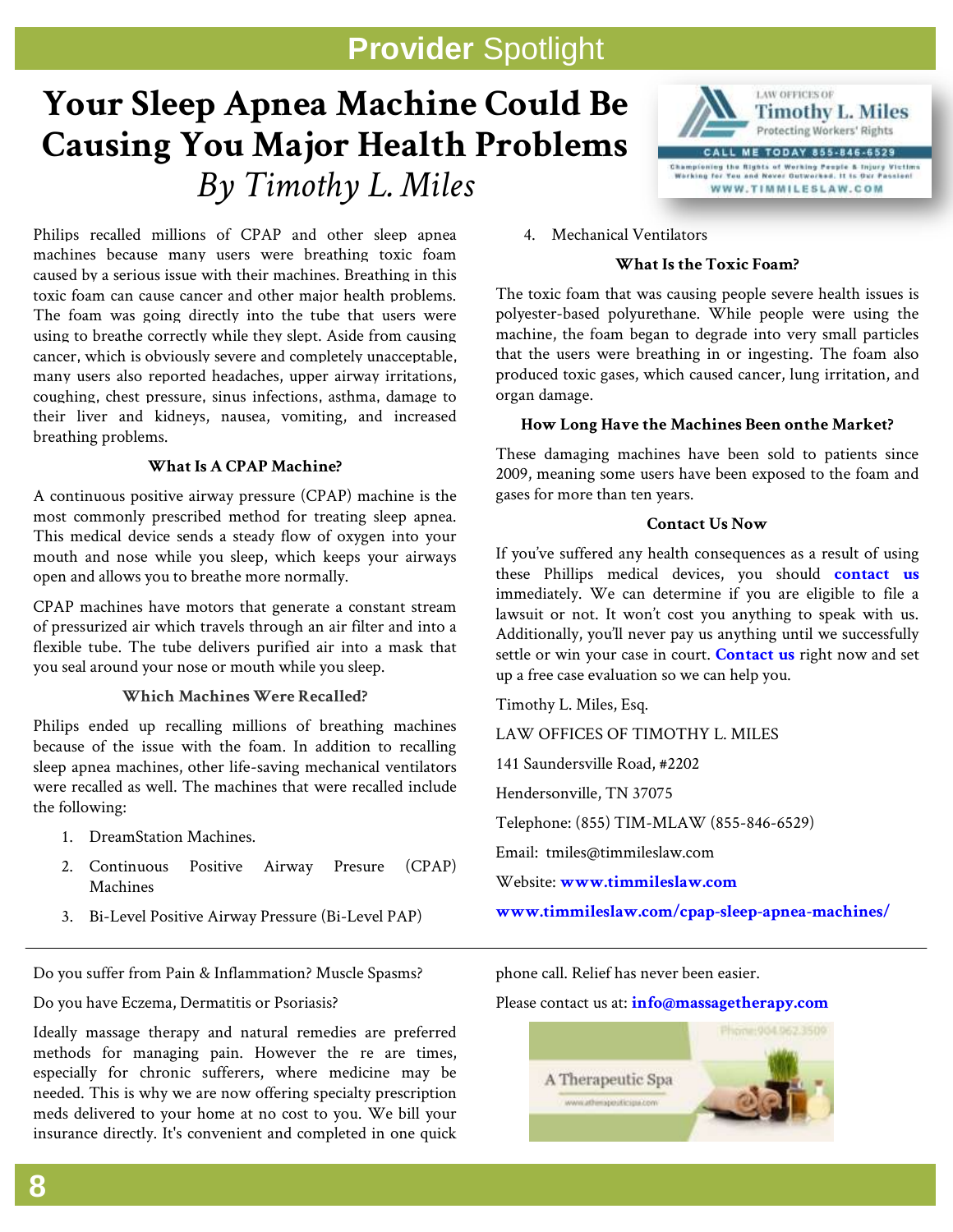# Provider Spotlight

# Your Sleep Apnea Machine Could Be Causing You Major Health Problems

*By Timothy L. Miles*

LAW OFFICES OF Timothy L. Miles
Protecting Workers' Rights
CALL ME TODAY 855-846-6529
Championing the Rights of Working People & Injury Victims
Working for You and Never Outworked. It is Our Passion!
WWW.TIMMILESLAW.COM

Philips recalled millions of CPAP and other sleep apnea machines because many users were breathing toxic foam caused by a serious issue with their machines. Breathing in this toxic foam can cause cancer and other major health problems. The foam was going directly into the tube that users were using to breathe correctly while they slept. Aside from causing cancer, which is obviously severe and completely unacceptable, many users also reported headaches, upper airway irritations, coughing, chest pressure, sinus infections, asthma, damage to their liver and kidneys, nausea, vomiting, and increased breathing problems.

### What Is A CPAP Machine?

A continuous positive airway pressure (CPAP) machine is the most commonly prescribed method for treating sleep apnea. This medical device sends a steady flow of oxygen into your mouth and nose while you sleep, which keeps your airways open and allows you to breathe more normally.

CPAP machines have motors that generate a constant stream of pressurized air which travels through an air filter and into a flexible tube. The tube delivers purified air into a mask that you seal around your nose or mouth while you sleep.

### Which Machines Were Recalled?

Philips ended up recalling millions of breathing machines because of the issue with the foam. In addition to recalling sleep apnea machines, other life-saving mechanical ventilators were recalled as well. The machines that were recalled include the following:

1. DreamStation Machines.
2. Continuous Positive Airway Presure (CPAP) Machines
3. Bi-Level Positive Airway Pressure (Bi-Level PAP)
4. Mechanical Ventilators

### What Is the Toxic Foam?

The toxic foam that was causing people severe health issues is polyester-based polyurethane. While people were using the machine, the foam began to degrade into very small particles that the users were breathing in or ingesting. The foam also produced toxic gases, which caused cancer, lung irritation, and organ damage.

### How Long Have the Machines Been onthe Market?

These damaging machines have been sold to patients since 2009, meaning some users have been exposed to the foam and gases for more than ten years.

### Contact Us Now

If you've suffered any health consequences as a result of using these Phillips medical devices, you should **contact us** immediately. We can determine if you are eligible to file a lawsuit or not. It won't cost you anything to speak with us. Additionally, you'll never pay us anything until we successfully settle or win your case in court. **Contact us** right now and set up a free case evaluation so we can help you.

Timothy L. Miles, Esq.

LAW OFFICES OF TIMOTHY L. MILES

141 Saundersville Road, #2202

Hendersonville, TN 37075

Telephone: (855) TIM-MLAW (855-846-6529)

Email: tmiles@timmileslaw.com

Website: **www.timmileslaw.com**

**www.timmileslaw.com/cpap-sleep-apnea-machines/**

---

Do you suffer from Pain & Inflammation? Muscle Spasms?

Do you have Eczema, Dermatitis or Psoriasis?

Ideally massage therapy and natural remedies are preferred methods for managing pain. However the re are times, especially for chronic sufferers, where medicine may be needed. This is why we are now offering specialty prescription meds delivered to your home at no cost to you. We bill your insurance directly. It's convenient and completed in one quick phone call. Relief has never been easier.

Please contact us at: **info@massagetherapy.com**

A Therapeutic Spa
Phone: 904.962.3509
www.atherapeuticspa.com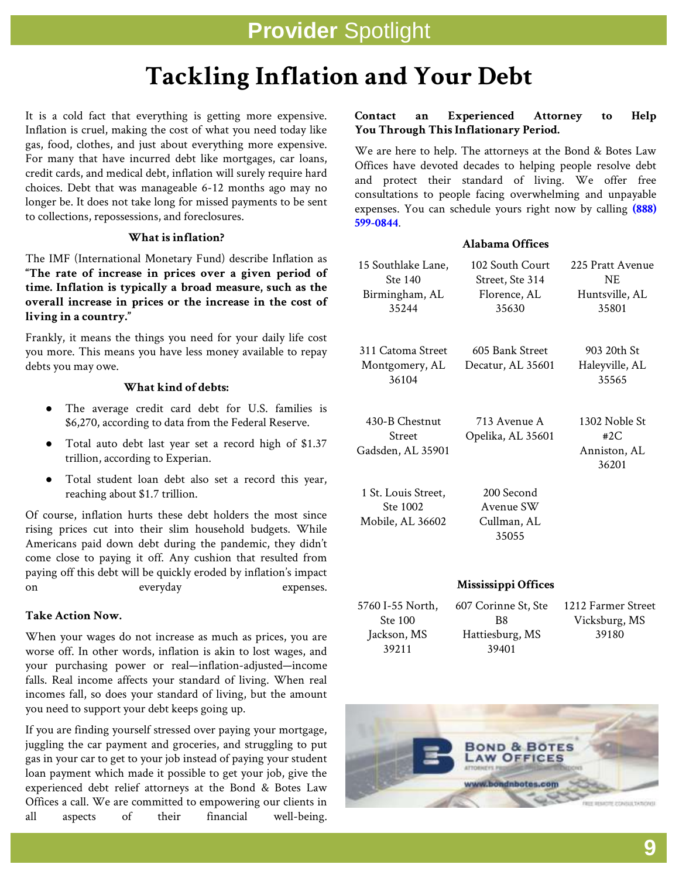Provider Spotlight

# Tackling Inflation and Your Debt

It is a cold fact that everything is getting more expensive. Inflation is cruel, making the cost of what you need today like gas, food, clothes, and just about everything more expensive. For many that have incurred debt like mortgages, car loans, credit cards, and medical debt, inflation will surely require hard choices. Debt that was manageable 6-12 months ago may no longer be. It does not take long for missed payments to be sent to collections, repossessions, and foreclosures.

### What is inflation?

The IMF (International Monetary Fund) describe Inflation as **"The rate of increase in prices over a given period of time. Inflation is typically a broad measure, such as the overall increase in prices or the increase in the cost of living in a country."**

Frankly, it means the things you need for your daily life cost you more. This means you have less money available to repay debts you may owe.

### What kind of debts:

- The average credit card debt for U.S. families is $6,270, according to data from the Federal Reserve.
- Total auto debt last year set a record high of $1.37 trillion, according to Experian.
- Total student loan debt also set a record this year, reaching about $1.7 trillion.

Of course, inflation hurts these debt holders the most since rising prices cut into their slim household budgets. While Americans paid down debt during the pandemic, they didn't come close to paying it off. Any cushion that resulted from paying off this debt will be quickly eroded by inflation's impact on everyday expenses.

### Take Action Now.

When your wages do not increase as much as prices, you are worse off. In other words, inflation is akin to lost wages, and your purchasing power or real—inflation-adjusted—income falls. Real income affects your standard of living. When real incomes fall, so does your standard of living, but the amount you need to support your debt keeps going up.

If you are finding yourself stressed over paying your mortgage, juggling the car payment and groceries, and struggling to put gas in your car to get to your job instead of paying your student loan payment which made it possible to get your job, give the experienced debt relief attorneys at the Bond & Botes Law Offices a call. We are committed to empowering our clients in all aspects of their financial well-being.

### Contact an Experienced Attorney to Help You Through This Inflationary Period.

We are here to help. The attorneys at the Bond & Botes Law Offices have devoted decades to helping people resolve debt and protect their standard of living. We offer free consultations to people facing overwhelming and unpayable expenses. You can schedule yours right now by calling **(888) 599-0844**.

### Alabama Offices

| | | |
|---|---|---|
| 15 Southlake Lane, Ste 140 Birmingham, AL 35244 | 102 South Court Street, Ste 314 Florence, AL 35630 | 225 Pratt Avenue NE Huntsville, AL 35801 |
| 311 Catoma Street Montgomery, AL 36104 | 605 Bank Street Decatur, AL 35601 | 903 20th St Haleyville, AL 35565 |
| 430-B Chestnut Street Gadsden, AL 35901 | 713 Avenue A Opelika, AL 35601 | 1302 Noble St #2C Anniston, AL 36201 |
| 1 St. Louis Street, Ste 1002 Mobile, AL 36602 | 200 Second Avenue SW Cullman, AL 35055 | |

### Mississippi Offices

| | | |
|---|---|---|
| 5760 I-55 North, Ste 100 Jackson, MS 39211 | 607 Corinne St, Ste B8 Hattiesburg, MS 39401 | 1212 Farmer Street Vicksburg, MS 39180 |

BOND & BOTES LAW OFFICES
ATTORNEYS PROVIDING FINANCIAL SOLUTIONS
www.bondnbotes.com
FREE REMOTE CONSULTATIONS!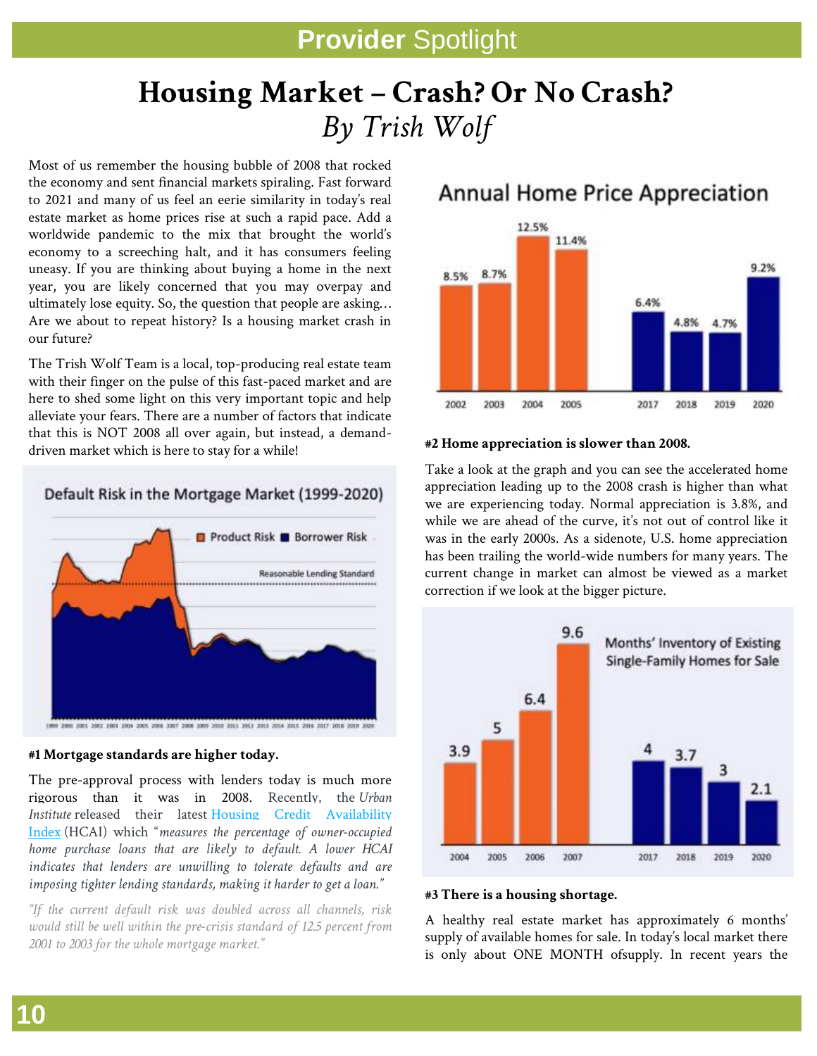# Provider Spotlight

# Housing Market – Crash? Or No Crash?

*By Trish Wolf*

Most of us remember the housing bubble of 2008 that rocked the economy and sent financial markets spiraling. Fast forward to 2021 and many of us feel an eerie similarity in today's real estate market as home prices rise at such a rapid pace. Add a worldwide pandemic to the mix that brought the world's economy to a screeching halt, and it has consumers feeling uneasy. If you are thinking about buying a home in the next year, you are likely concerned that you may overpay and ultimately lose equity. So, the question that people are asking… Are we about to repeat history? Is a housing market crash in our future?

The Trish Wolf Team is a local, top-producing real estate team with their finger on the pulse of this fast-paced market and are here to shed some light on this very important topic and help alleviate your fears. There are a number of factors that indicate that this is NOT 2008 all over again, but instead, a demand-driven market which is here to stay for a while!

Default Risk in the Mortgage Market (1999-2020)

**#1 Mortgage standards are higher today.**

The pre-approval process with lenders today is much more rigorous than it was in 2008. Recently, the *Urban Institute* released their latest Housing Credit Availability Index (HCAI) which "*measures the percentage of owner-occupied home purchase loans that are likely to default. A lower HCAI indicates that lenders are unwilling to tolerate defaults and are imposing tighter lending standards, making it harder to get a loan.*"

*"If the current default risk was doubled across all channels, risk would still be well within the pre-crisis standard of 12.5 percent from 2001 to 2003 for the whole mortgage market."*

Annual Home Price Appreciation

| Year | Appreciation |
|---|---|
| 2002 | 8.5% |
| 2003 | 8.7% |
| 2004 | 12.5% |
| 2005 | 11.4% |
| 2017 | 6.4% |
| 2018 | 4.8% |
| 2019 | 4.7% |
| 2020 | 9.2% |

**#2 Home appreciation is slower than 2008.**

Take a look at the graph and you can see the accelerated home appreciation leading up to the 2008 crash is higher than what we are experiencing today. Normal appreciation is 3.8%, and while we are ahead of the curve, it's not out of control like it was in the early 2000s. As a sidenote, U.S. home appreciation has been trailing the world-wide numbers for many years. The current change in market can almost be viewed as a market correction if we look at the bigger picture.

Months' Inventory of Existing Single-Family Homes for Sale

| Year | Months |
|---|---|
| 2004 | 3.9 |
| 2005 | 5 |
| 2006 | 6.4 |
| 2007 | 9.6 |
| 2017 | 4 |
| 2018 | 3.7 |
| 2019 | 3 |
| 2020 | 2.1 |

**#3 There is a housing shortage.**

A healthy real estate market has approximately 6 months' supply of available homes for sale. In today's local market there is only about ONE MONTH ofsupply. In recent years the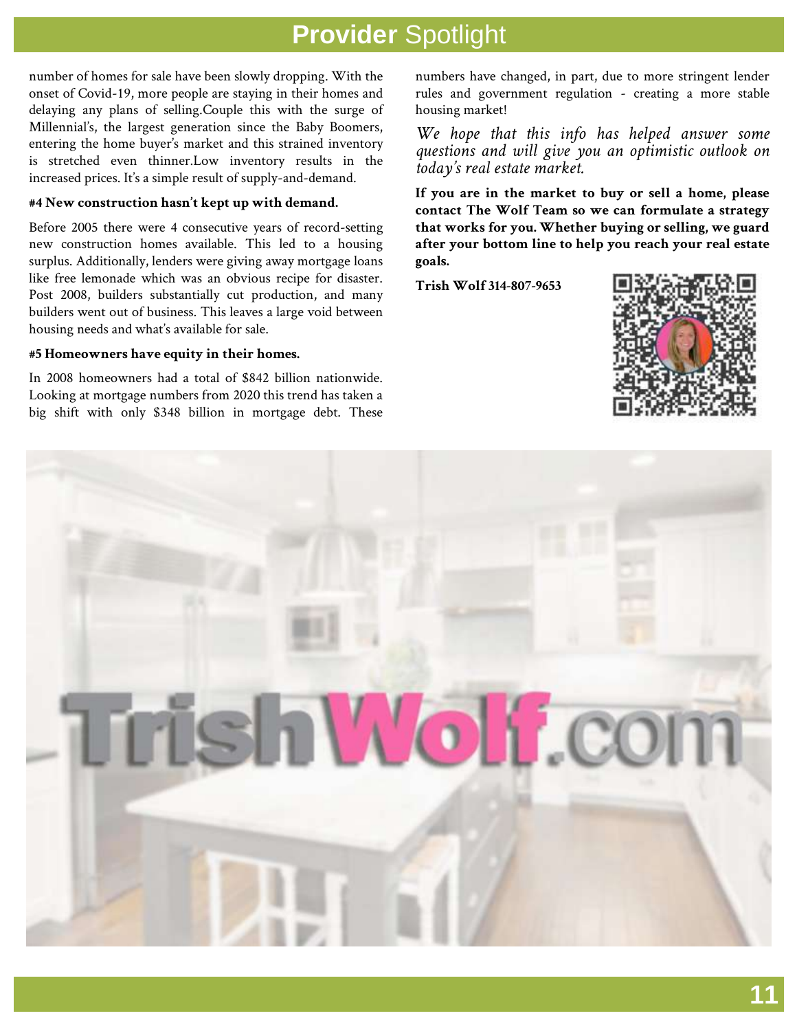## **Provider** Spotlight

number of homes for sale have been slowly dropping. With the onset of Covid-19, more people are staying in their homes and delaying any plans of selling.Couple this with the surge of Millennial's, the largest generation since the Baby Boomers, entering the home buyer's market and this strained inventory is stretched even thinner.Low inventory results in the increased prices. It's a simple result of supply-and-demand.

**#4 New construction hasn't kept up with demand.**

Before 2005 there were 4 consecutive years of record-setting new construction homes available. This led to a housing surplus. Additionally, lenders were giving away mortgage loans like free lemonade which was an obvious recipe for disaster. Post 2008, builders substantially cut production, and many builders went out of business. This leaves a large void between housing needs and what's available for sale.

**#5 Homeowners have equity in their homes.**

In 2008 homeowners had a total of $842 billion nationwide. Looking at mortgage numbers from 2020 this trend has taken a big shift with only $348 billion in mortgage debt. These numbers have changed, in part, due to more stringent lender rules and government regulation - creating a more stable housing market!

*We hope that this info has helped answer some questions and will give you an optimistic outlook on today's real estate market.*

**If you are in the market to buy or sell a home, please contact The Wolf Team so we can formulate a strategy that works for you. Whether buying or selling, we guard after your bottom line to help you reach your real estate goals.**

**Trish Wolf 314-807-9653**

TrishWolf.com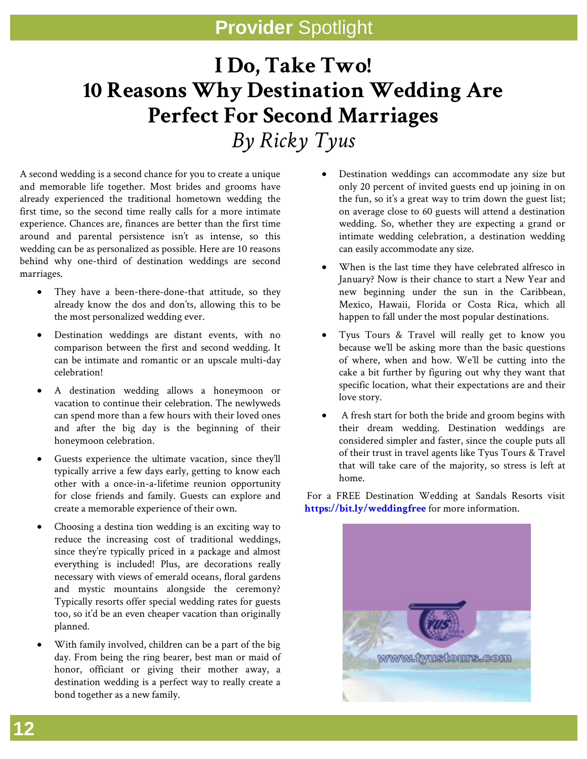## Provider Spotlight

# I Do, Take Two! 10 Reasons Why Destination Wedding Are Perfect For Second Marriages

*By Ricky Tyus*

A second wedding is a second chance for you to create a unique and memorable life together. Most brides and grooms have already experienced the traditional hometown wedding the first time, so the second time really calls for a more intimate experience. Chances are, finances are better than the first time around and parental persistence isn't as intense, so this wedding can be as personalized as possible. Here are 10 reasons behind why one-third of destination weddings are second marriages.

- They have a been-there-done-that attitude, so they already know the dos and don'ts, allowing this to be the most personalized wedding ever.
- Destination weddings are distant events, with no comparison between the first and second wedding. It can be intimate and romantic or an upscale multi-day celebration!
- A destination wedding allows a honeymoon or vacation to continue their celebration. The newlyweds can spend more than a few hours with their loved ones and after the big day is the beginning of their honeymoon celebration.
- Guests experience the ultimate vacation, since they'll typically arrive a few days early, getting to know each other with a once-in-a-lifetime reunion opportunity for close friends and family. Guests can explore and create a memorable experience of their own.
- Choosing a destina tion wedding is an exciting way to reduce the increasing cost of traditional weddings, since they're typically priced in a package and almost everything is included! Plus, are decorations really necessary with views of emerald oceans, floral gardens and mystic mountains alongside the ceremony? Typically resorts offer special wedding rates for guests too, so it'd be an even cheaper vacation than originally planned.
- With family involved, children can be a part of the big day. From being the ring bearer, best man or maid of honor, officiant or giving their mother away, a destination wedding is a perfect way to really create a bond together as a new family.
- Destination weddings can accommodate any size but only 20 percent of invited guests end up joining in on the fun, so it's a great way to trim down the guest list; on average close to 60 guests will attend a destination wedding. So, whether they are expecting a grand or intimate wedding celebration, a destination wedding can easily accommodate any size.
- When is the last time they have celebrated alfresco in January? Now is their chance to start a New Year and new beginning under the sun in the Caribbean, Mexico, Hawaii, Florida or Costa Rica, which all happen to fall under the most popular destinations.
- Tyus Tours & Travel will really get to know you because we'll be asking more than the basic questions of where, when and how. We'll be cutting into the cake a bit further by figuring out why they want that specific location, what their expectations are and their love story.
- A fresh start for both the bride and groom begins with their dream wedding. Destination weddings are considered simpler and faster, since the couple puts all of their trust in travel agents like Tyus Tours & Travel that will take care of the majority, so stress is left at home.

For a FREE Destination Wedding at Sandals Resorts visit **https://bit.ly/weddingfree** for more information.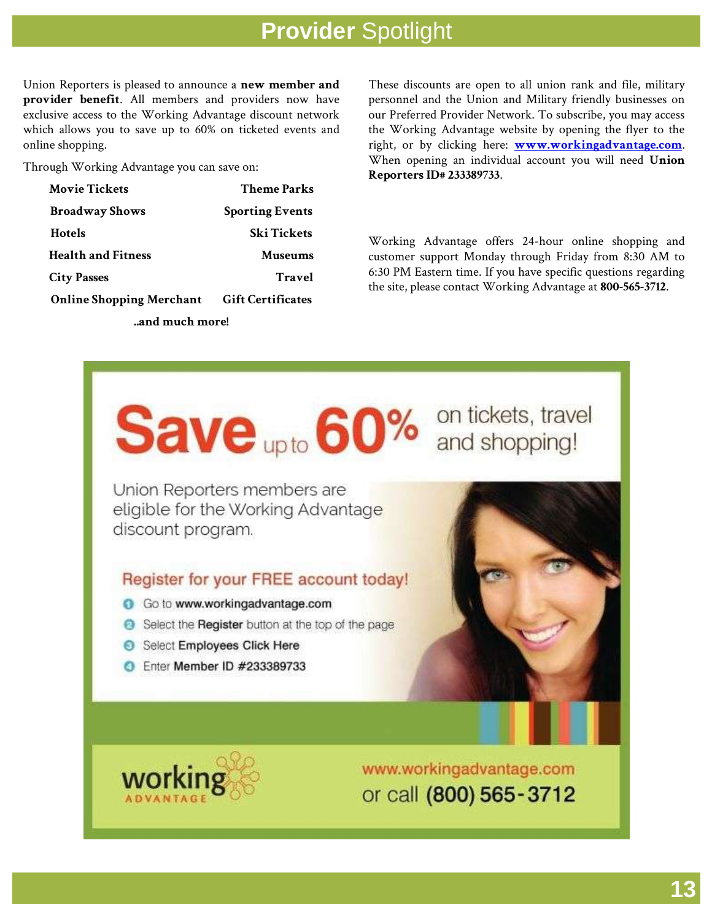# **Provider** Spotlight

Union Reporters is pleased to announce a **new member and provider benefit**. All members and providers now have exclusive access to the Working Advantage discount network which allows you to save up to 60% on ticketed events and online shopping.

Through Working Advantage you can save on:

| | |
|---|---|
| **Movie Tickets** | **Theme Parks** |
| **Broadway Shows** | **Sporting Events** |
| **Hotels** | **Ski Tickets** |
| **Health and Fitness** | **Museums** |
| **City Passes** | **Travel** |
| **Online Shopping Merchant** | **Gift Certificates** |

**..and much more!**

These discounts are open to all union rank and file, military personnel and the Union and Military friendly businesses on our Preferred Provider Network. To subscribe, you may access the Working Advantage website by opening the flyer to the right, or by clicking here: **www.workingadvantage.com**. When opening an individual account you will need **Union Reporters ID# 233389733**.

Working Advantage offers 24-hour online shopping and customer support Monday through Friday from 8:30 AM to 6:30 PM Eastern time. If you have specific questions regarding the site, please contact Working Advantage at **800-565-3712**.

## Save up to 60% on tickets, travel and shopping!

Union Reporters members are eligible for the Working Advantage discount program.

**Register for your FREE account today!**

1. Go to **www.workingadvantage.com**
2. Select the **Register** button at the top of the page
3. Select **Employees Click Here**
4. Enter **Member ID #233389733**

working ADVANTAGE

www.workingadvantage.com
or call **(800) 565-3712**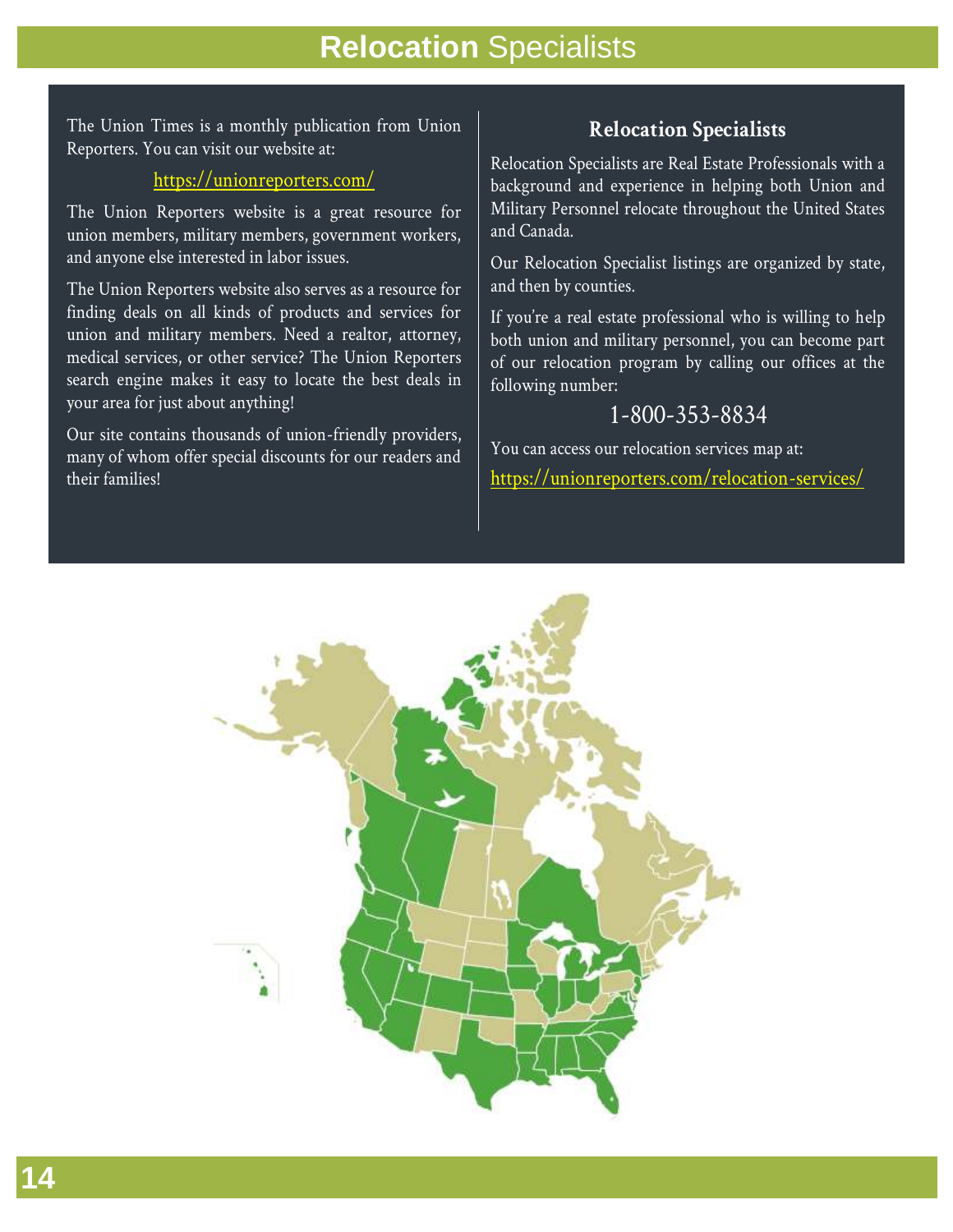# **Relocation** Specialists

The Union Times is a monthly publication from Union Reporters. You can visit our website at:

https://unionreporters.com/

The Union Reporters website is a great resource for union members, military members, government workers, and anyone else interested in labor issues.

The Union Reporters website also serves as a resource for finding deals on all kinds of products and services for union and military members. Need a realtor, attorney, medical services, or other service? The Union Reporters search engine makes it easy to locate the best deals in your area for just about anything!

Our site contains thousands of union-friendly providers, many of whom offer special discounts for our readers and their families!

## Relocation Specialists

Relocation Specialists are Real Estate Professionals with a background and experience in helping both Union and Military Personnel relocate throughout the United States and Canada.

Our Relocation Specialist listings are organized by state, and then by counties.

If you're a real estate professional who is willing to help both union and military personnel, you can become part of our relocation program by calling our offices at the following number:

1-800-353-8834

You can access our relocation services map at:

https://unionreporters.com/relocation-services/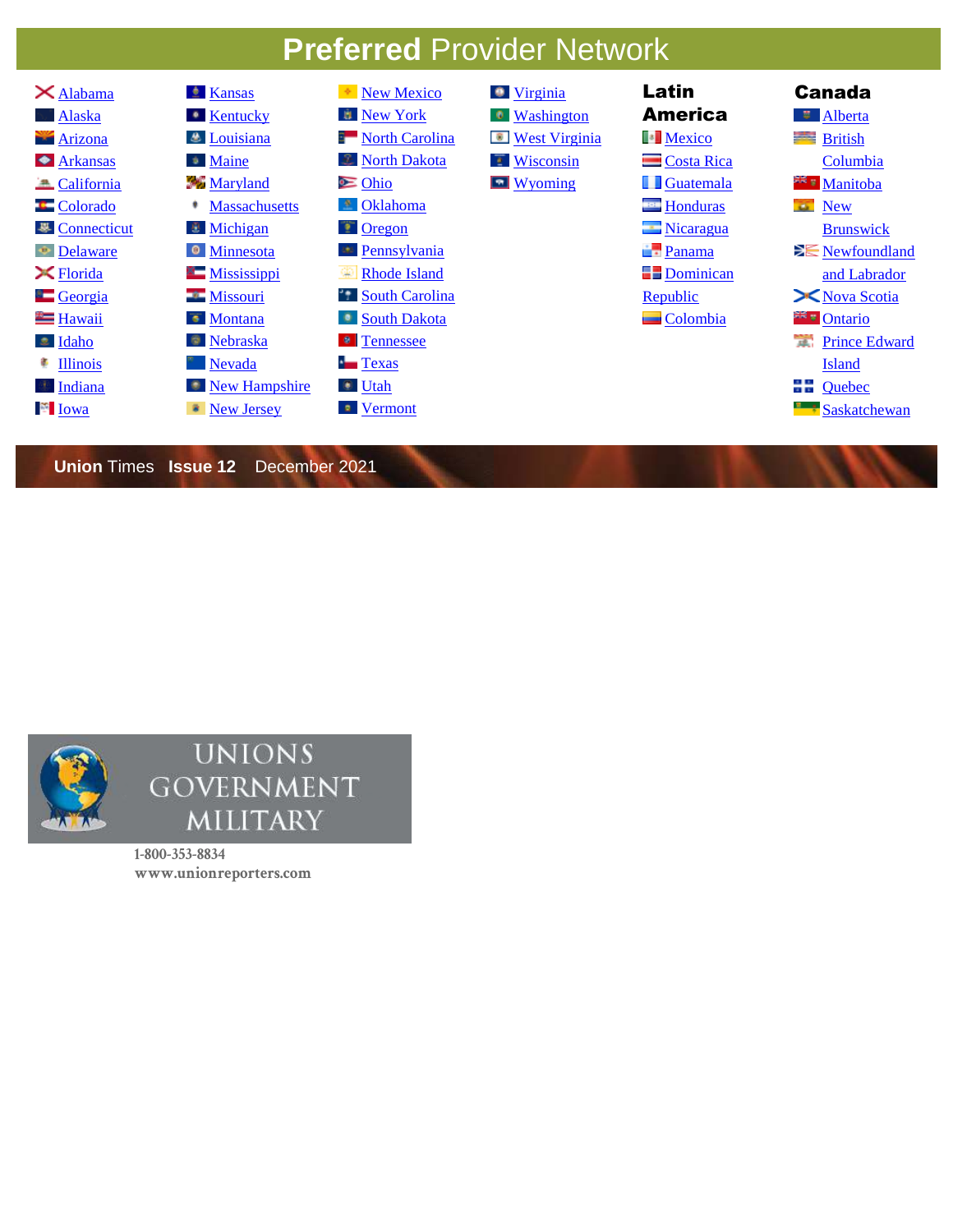# **Preferred** Provider Network

Alabama
Alaska
Arizona
Arkansas
California
Colorado
Connecticut
Delaware
Florida
Georgia
Hawaii
Idaho
Illinois
Indiana
Iowa
Kansas
Kentucky
Louisiana
Maine
Maryland
Massachusetts
Michigan
Minnesota
Mississippi
Missouri
Montana
Nebraska
Nevada
New Hampshire
New Jersey
New Mexico
New York
North Carolina
North Dakota
Ohio
Oklahoma
Oregon
Pennsylvania
Rhode Island
South Carolina
South Dakota
Tennessee
Texas
Utah
Vermont
Virginia
Washington
West Virginia
Wisconsin
Wyoming

## Latin America

Mexico
Costa Rica
Guatemala
Honduras
Nicaragua
Panama
Dominican Republic
Colombia

## Canada

Alberta
British Columbia
Manitoba
New Brunswick
Newfoundland and Labrador
Nova Scotia
Ontario
Prince Edward Island
Quebec
Saskatchewan

UNIONS GOVERNMENT MILITARY

1-800-353-8834
www.unionreporters.com